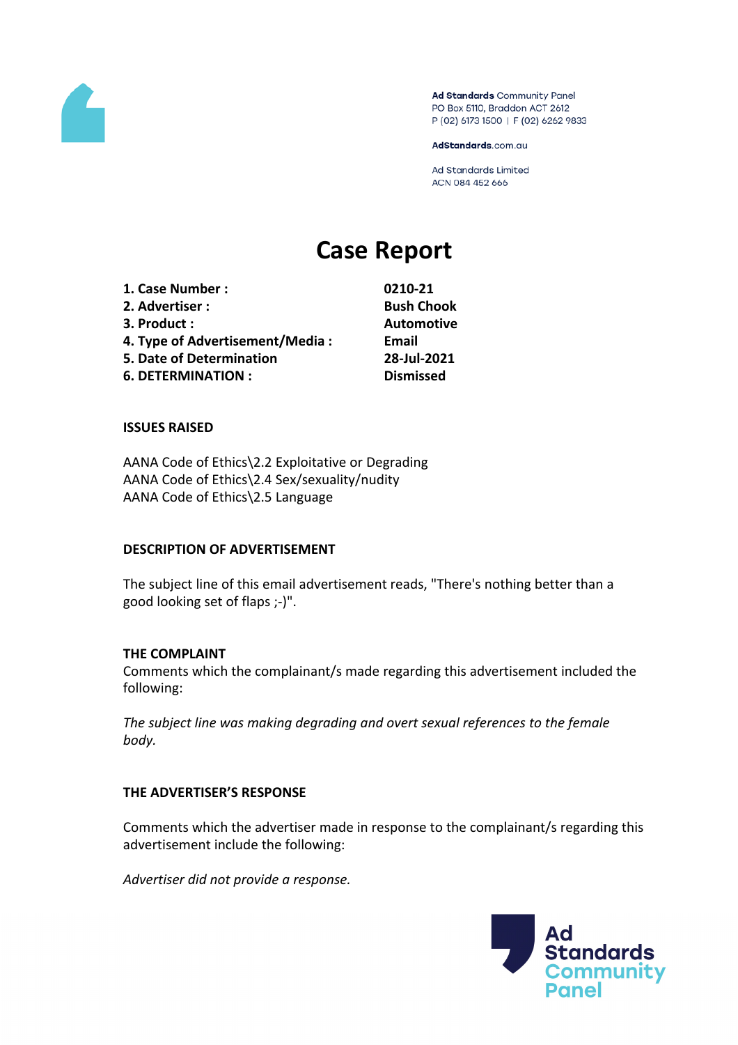Ad Standards Community Panel
PO Box 5110, Braddon ACT 2612
P (02) 6173 1500 | F (02) 6262 9833

AdStandards.com.au

Ad Standards Limited
ACN 084 452 666

# Case Report

| | |
|---|---|
| **1. Case Number :** | **0210-21** |
| **2. Advertiser :** | **Bush Chook** |
| **3. Product :** | **Automotive** |
| **4. Type of Advertisement/Media :** | **Email** |
| **5. Date of Determination** | **28-Jul-2021** |
| **6. DETERMINATION :** | **Dismissed** |

## ISSUES RAISED

AANA Code of Ethics\2.2 Exploitative or Degrading
AANA Code of Ethics\2.4 Sex/sexuality/nudity
AANA Code of Ethics\2.5 Language

## DESCRIPTION OF ADVERTISEMENT

The subject line of this email advertisement reads, "There's nothing better than a good looking set of flaps ;-)".

## THE COMPLAINT

Comments which the complainant/s made regarding this advertisement included the following:

*The subject line was making degrading and overt sexual references to the female body.*

## THE ADVERTISER'S RESPONSE

Comments which the advertiser made in response to the complainant/s regarding this advertisement include the following:

*Advertiser did not provide a response.*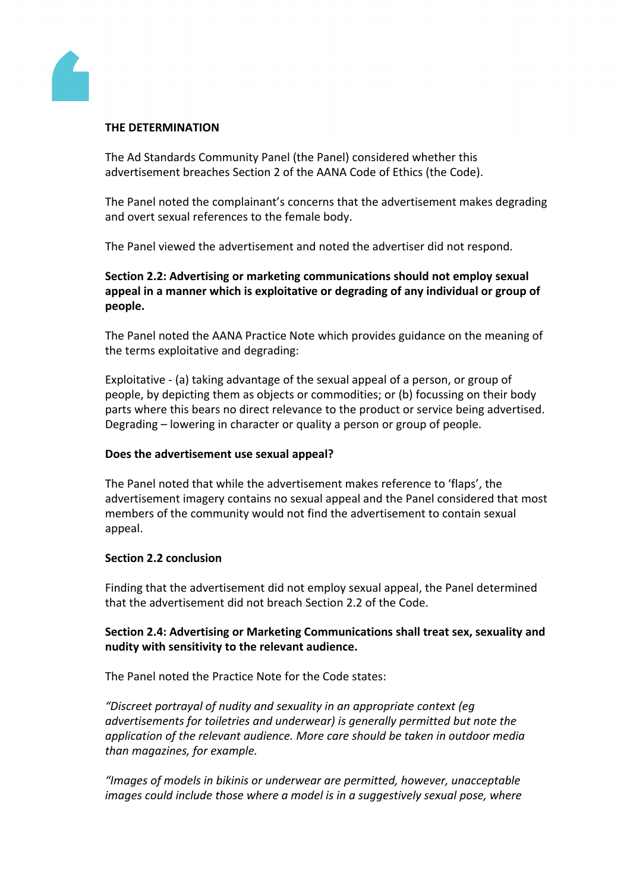**THE DETERMINATION**

The Ad Standards Community Panel (the Panel) considered whether this advertisement breaches Section 2 of the AANA Code of Ethics (the Code).

The Panel noted the complainant's concerns that the advertisement makes degrading and overt sexual references to the female body.

The Panel viewed the advertisement and noted the advertiser did not respond.

**Section 2.2: Advertising or marketing communications should not employ sexual appeal in a manner which is exploitative or degrading of any individual or group of people.**

The Panel noted the AANA Practice Note which provides guidance on the meaning of the terms exploitative and degrading:

Exploitative - (a) taking advantage of the sexual appeal of a person, or group of people, by depicting them as objects or commodities; or (b) focussing on their body parts where this bears no direct relevance to the product or service being advertised.
Degrading – lowering in character or quality a person or group of people.

**Does the advertisement use sexual appeal?**

The Panel noted that while the advertisement makes reference to 'flaps', the advertisement imagery contains no sexual appeal and the Panel considered that most members of the community would not find the advertisement to contain sexual appeal.

**Section 2.2 conclusion**

Finding that the advertisement did not employ sexual appeal, the Panel determined that the advertisement did not breach Section 2.2 of the Code.

**Section 2.4: Advertising or Marketing Communications shall treat sex, sexuality and nudity with sensitivity to the relevant audience.**

The Panel noted the Practice Note for the Code states:

*"Discreet portrayal of nudity and sexuality in an appropriate context (eg advertisements for toiletries and underwear) is generally permitted but note the application of the relevant audience. More care should be taken in outdoor media than magazines, for example.*

*"Images of models in bikinis or underwear are permitted, however, unacceptable images could include those where a model is in a suggestively sexual pose, where*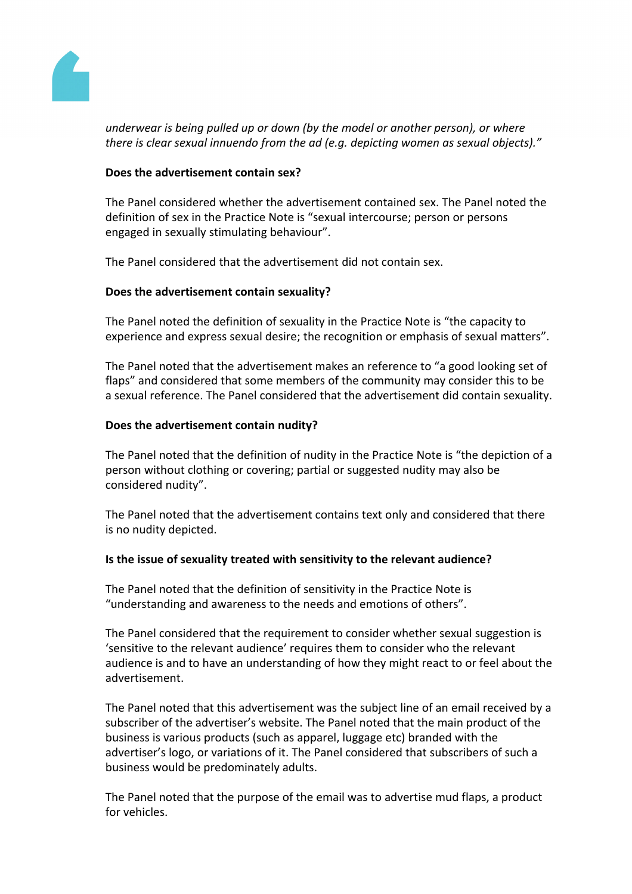*underwear is being pulled up or down (by the model or another person), or where there is clear sexual innuendo from the ad (e.g. depicting women as sexual objects)."*

**Does the advertisement contain sex?**

The Panel considered whether the advertisement contained sex. The Panel noted the definition of sex in the Practice Note is "sexual intercourse; person or persons engaged in sexually stimulating behaviour".

The Panel considered that the advertisement did not contain sex.

**Does the advertisement contain sexuality?**

The Panel noted the definition of sexuality in the Practice Note is "the capacity to experience and express sexual desire; the recognition or emphasis of sexual matters".

The Panel noted that the advertisement makes an reference to "a good looking set of flaps" and considered that some members of the community may consider this to be a sexual reference. The Panel considered that the advertisement did contain sexuality.

**Does the advertisement contain nudity?**

The Panel noted that the definition of nudity in the Practice Note is "the depiction of a person without clothing or covering; partial or suggested nudity may also be considered nudity".

The Panel noted that the advertisement contains text only and considered that there is no nudity depicted.

**Is the issue of sexuality treated with sensitivity to the relevant audience?**

The Panel noted that the definition of sensitivity in the Practice Note is "understanding and awareness to the needs and emotions of others".

The Panel considered that the requirement to consider whether sexual suggestion is 'sensitive to the relevant audience' requires them to consider who the relevant audience is and to have an understanding of how they might react to or feel about the advertisement.

The Panel noted that this advertisement was the subject line of an email received by a subscriber of the advertiser's website. The Panel noted that the main product of the business is various products (such as apparel, luggage etc) branded with the advertiser's logo, or variations of it. The Panel considered that subscribers of such a business would be predominately adults.

The Panel noted that the purpose of the email was to advertise mud flaps, a product for vehicles.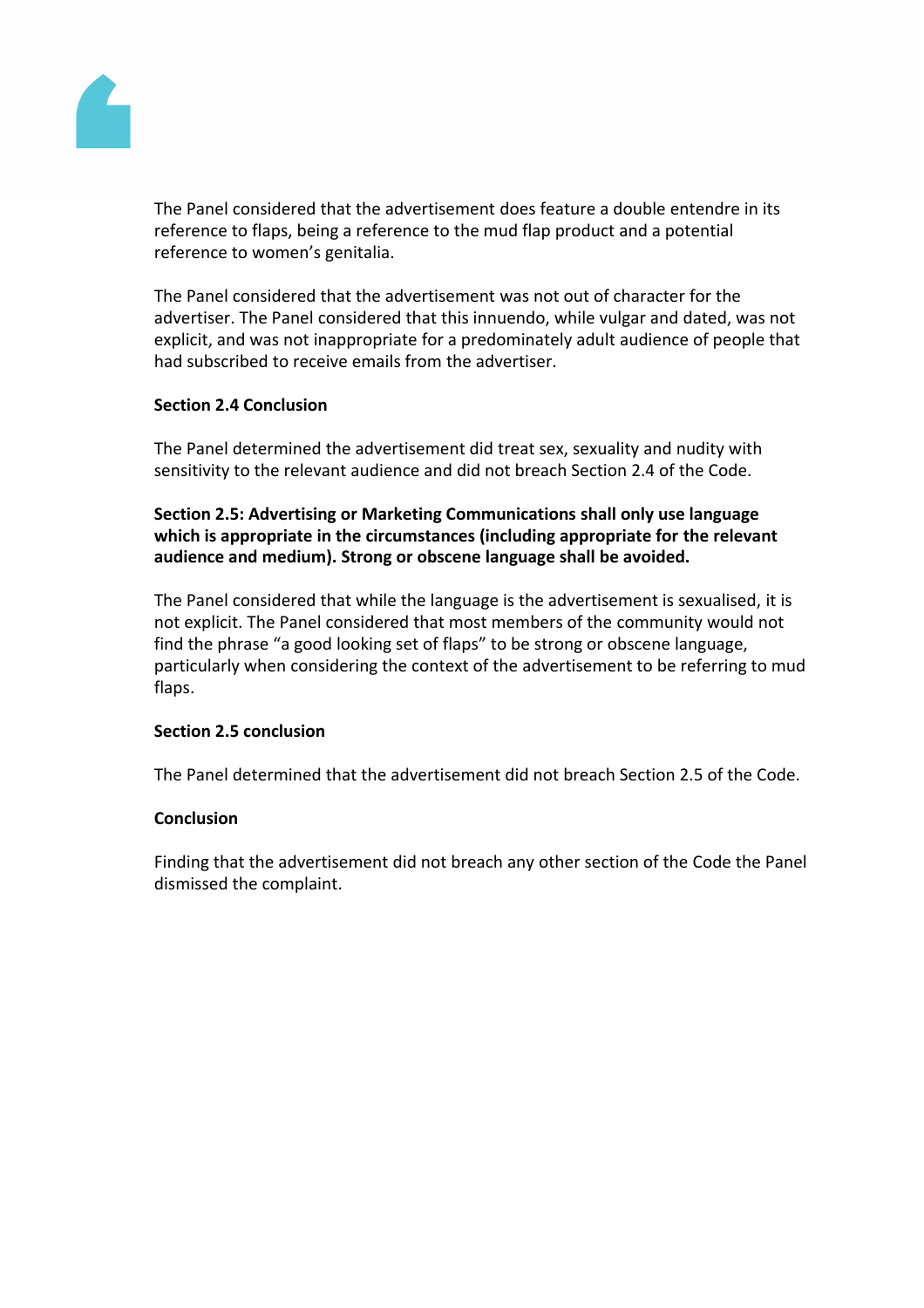The Panel considered that the advertisement does feature a double entendre in its reference to flaps, being a reference to the mud flap product and a potential reference to women's genitalia.

The Panel considered that the advertisement was not out of character for the advertiser. The Panel considered that this innuendo, while vulgar and dated, was not explicit, and was not inappropriate for a predominately adult audience of people that had subscribed to receive emails from the advertiser.

**Section 2.4 Conclusion**

The Panel determined the advertisement did treat sex, sexuality and nudity with sensitivity to the relevant audience and did not breach Section 2.4 of the Code.

**Section 2.5: Advertising or Marketing Communications shall only use language which is appropriate in the circumstances (including appropriate for the relevant audience and medium). Strong or obscene language shall be avoided.**

The Panel considered that while the language is the advertisement is sexualised, it is not explicit. The Panel considered that most members of the community would not find the phrase "a good looking set of flaps" to be strong or obscene language, particularly when considering the context of the advertisement to be referring to mud flaps.

**Section 2.5 conclusion**

The Panel determined that the advertisement did not breach Section 2.5 of the Code.

**Conclusion**

Finding that the advertisement did not breach any other section of the Code the Panel dismissed the complaint.